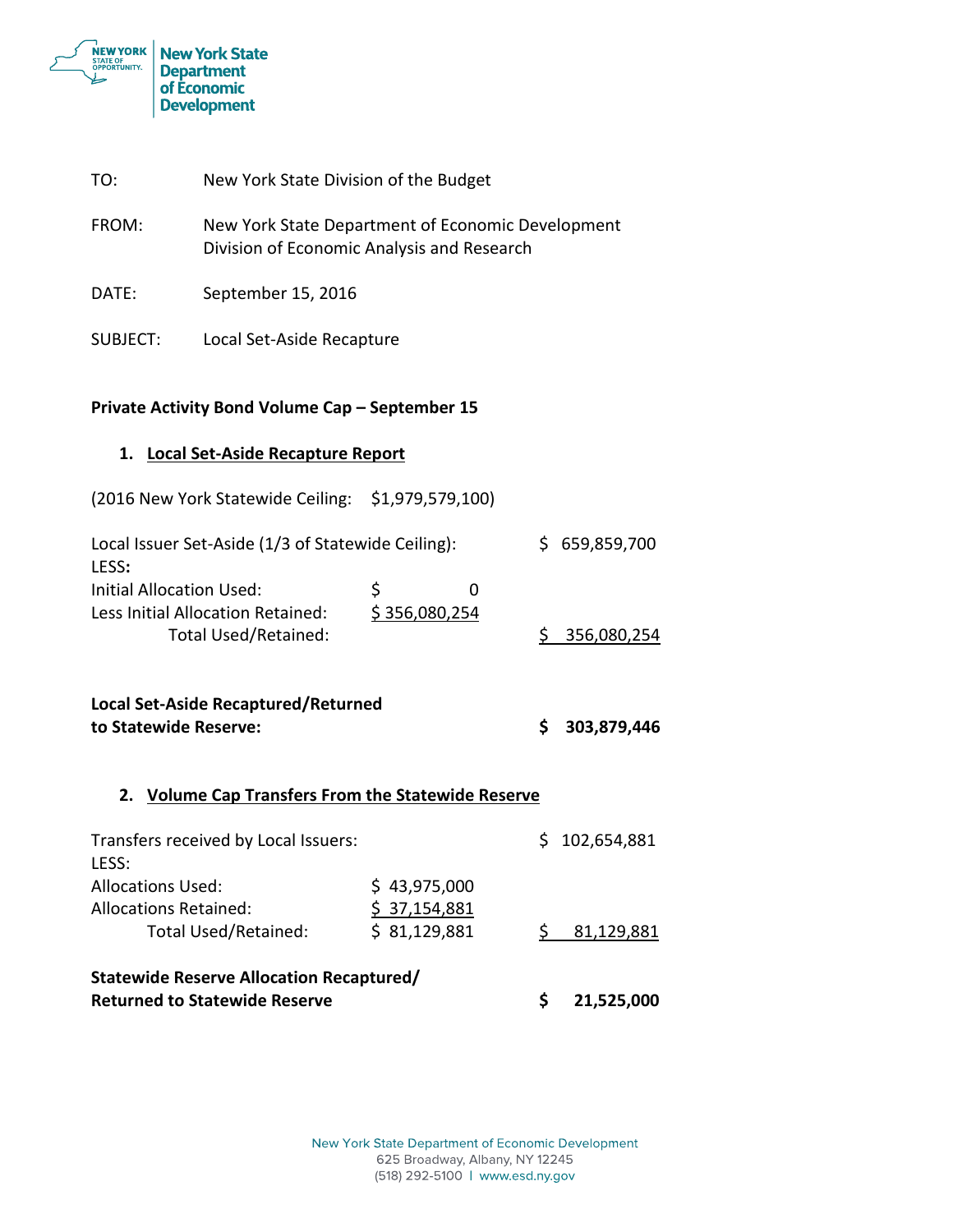New York State Department of Economic Development

| | |
|---|---|
| TO: | New York State Division of the Budget |
| FROM: | New York State Department of Economic Development<br>Division of Economic Analysis and Research |
| DATE: | September 15, 2016 |
| SUBJECT: | Local Set-Aside Recapture |

**Private Activity Bond Volume Cap – September 15**

## 1. Local Set-Aside Recapture Report

(2016 New York Statewide Ceiling: $1,979,579,100)

| | | |
|---|---|---|
| Local Issuer Set-Aside (1/3 of Statewide Ceiling): | | $ 659,859,700 |
| LESS: | | |
| Initial Allocation Used: | $ 0 | |
| Less Initial Allocation Retained: | $ 356,080,254 | |
| Total Used/Retained: | | $ 356,080,254 |
| **Local Set-Aside Recaptured/Returned to Statewide Reserve:** | | **$ 303,879,446** |

## 2. Volume Cap Transfers From the Statewide Reserve

| | | |
|---|---|---|
| Transfers received by Local Issuers: | | $ 102,654,881 |
| LESS: | | |
| Allocations Used: | $ 43,975,000 | |
| Allocations Retained: | $ 37,154,881 | |
| Total Used/Retained: | $ 81,129,881 | $ 81,129,881 |
| **Statewide Reserve Allocation Recaptured/ Returned to Statewide Reserve** | | **$ 21,525,000** |

New York State Department of Economic Development
625 Broadway, Albany, NY 12245
(518) 292-5100 | www.esd.ny.gov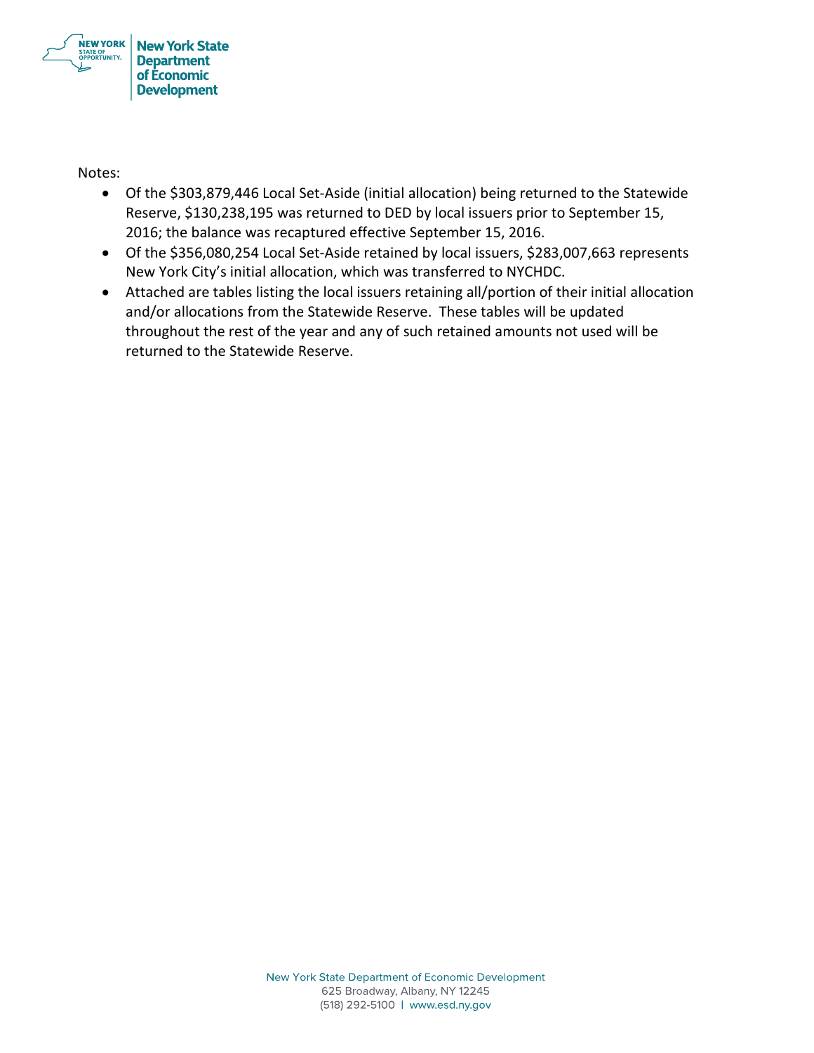Notes:

- Of the $303,879,446 Local Set-Aside (initial allocation) being returned to the Statewide Reserve, $130,238,195 was returned to DED by local issuers prior to September 15, 2016; the balance was recaptured effective September 15, 2016.
- Of the $356,080,254 Local Set-Aside retained by local issuers, $283,007,663 represents New York City's initial allocation, which was transferred to NYCHDC.
- Attached are tables listing the local issuers retaining all/portion of their initial allocation and/or allocations from the Statewide Reserve. These tables will be updated throughout the rest of the year and any of such retained amounts not used will be returned to the Statewide Reserve.